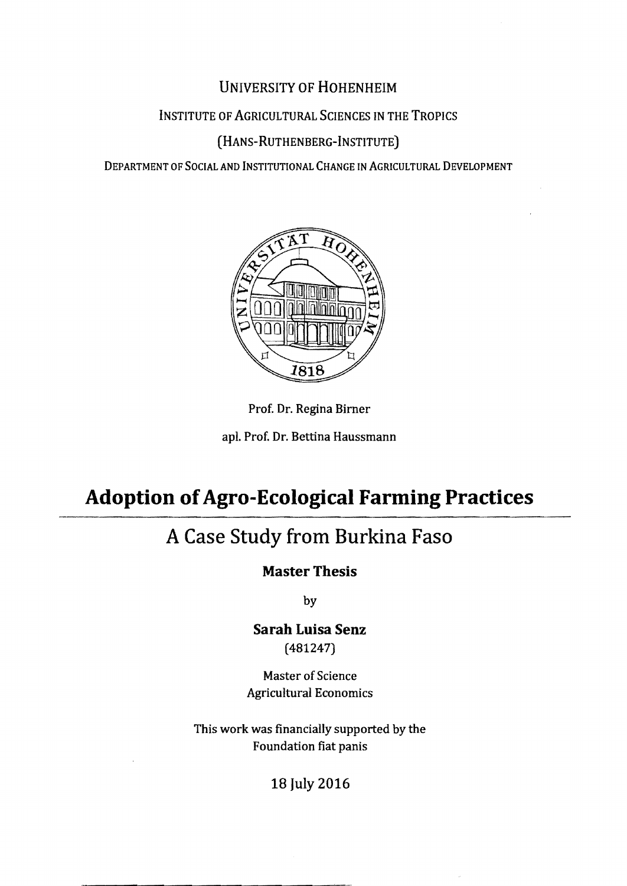UNIVERSITY OF HOHENHEIM

INSTITUTE OF AGRICULTURAL SCIENCES IN THE TROPICS

(HANS-RUTHENBERG-INSTITUTE)

DEPARTMENT OF SOCIAL AND INSTITUTIONAL CHANGE IN AGRICULTURAL DEVELOPMENT

Prof. Dr. Regina Birner

apl. Prof. Dr. Bettina Haussmann

# Adoption of Agro-Ecological Farming Practices

## A Case Study from Burkina Faso

**Master Thesis**

by

**Sarah Luisa Senz**

(481247)

Master of Science
Agricultural Economics

This work was financially supported by the
Foundation fiat panis

18 July 2016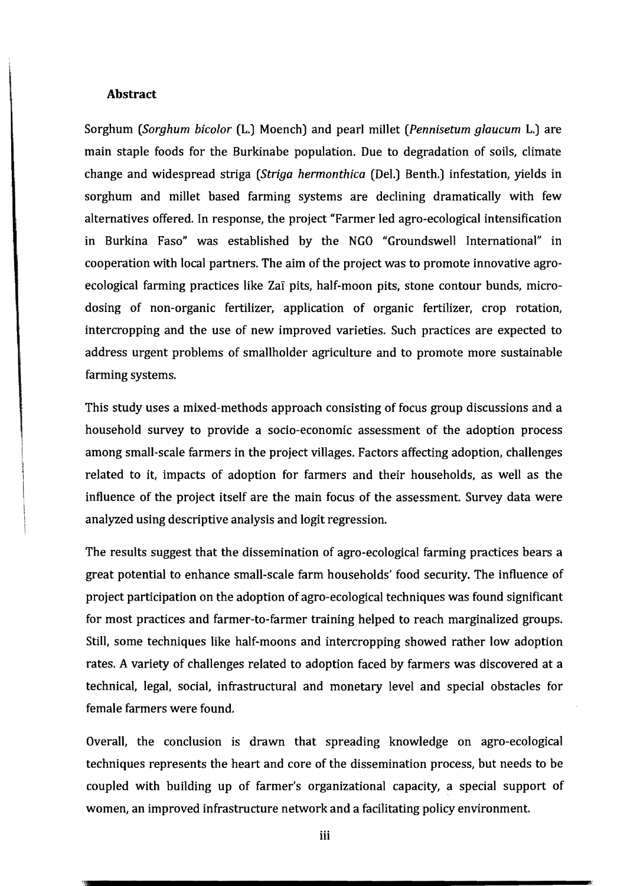## Abstract

Sorghum (*Sorghum bicolor* (L.) Moench) and pearl millet (*Pennisetum glaucum* L.) are main staple foods for the Burkinabe population. Due to degradation of soils, climate change and widespread striga (*Striga hermonthica* (Del.) Benth.) infestation, yields in sorghum and millet based farming systems are declining dramatically with few alternatives offered. In response, the project "Farmer led agro-ecological intensification in Burkina Faso" was established by the NGO "Groundswell International" in cooperation with local partners. The aim of the project was to promote innovative agro-ecological farming practices like Zaï pits, half-moon pits, stone contour bunds, micro-dosing of non-organic fertilizer, application of organic fertilizer, crop rotation, intercropping and the use of new improved varieties. Such practices are expected to address urgent problems of smallholder agriculture and to promote more sustainable farming systems.

This study uses a mixed-methods approach consisting of focus group discussions and a household survey to provide a socio-economic assessment of the adoption process among small-scale farmers in the project villages. Factors affecting adoption, challenges related to it, impacts of adoption for farmers and their households, as well as the influence of the project itself are the main focus of the assessment. Survey data were analyzed using descriptive analysis and logit regression.

The results suggest that the dissemination of agro-ecological farming practices bears a great potential to enhance small-scale farm households' food security. The influence of project participation on the adoption of agro-ecological techniques was found significant for most practices and farmer-to-farmer training helped to reach marginalized groups. Still, some techniques like half-moons and intercropping showed rather low adoption rates. A variety of challenges related to adoption faced by farmers was discovered at a technical, legal, social, infrastructural and monetary level and special obstacles for female farmers were found.

Overall, the conclusion is drawn that spreading knowledge on agro-ecological techniques represents the heart and core of the dissemination process, but needs to be coupled with building up of farmer's organizational capacity, a special support of women, an improved infrastructure network and a facilitating policy environment.